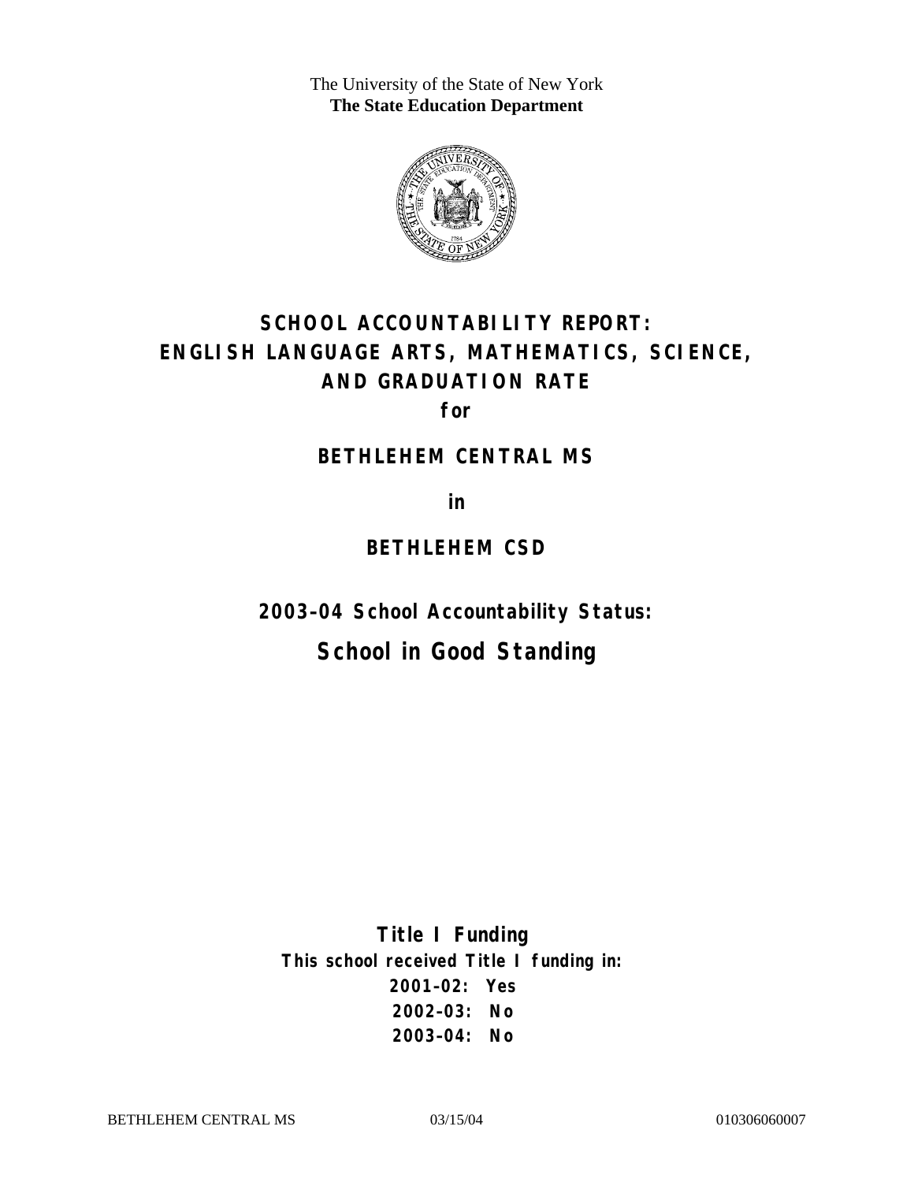The University of the State of New York
**The State Education Department**

# SCHOOL ACCOUNTABILITY REPORT: ENGLISH LANGUAGE ARTS, MATHEMATICS, SCIENCE, AND GRADUATION RATE

**for**

## BETHLEHEM CENTRAL MS

**in**

## BETHLEHEM CSD

**2003–04 School Accountability Status:**

## School in Good Standing

**Title I Funding**

**This school received Title I funding in:**

**2001–02: Yes**

**2002–03: No**

**2003–04: No**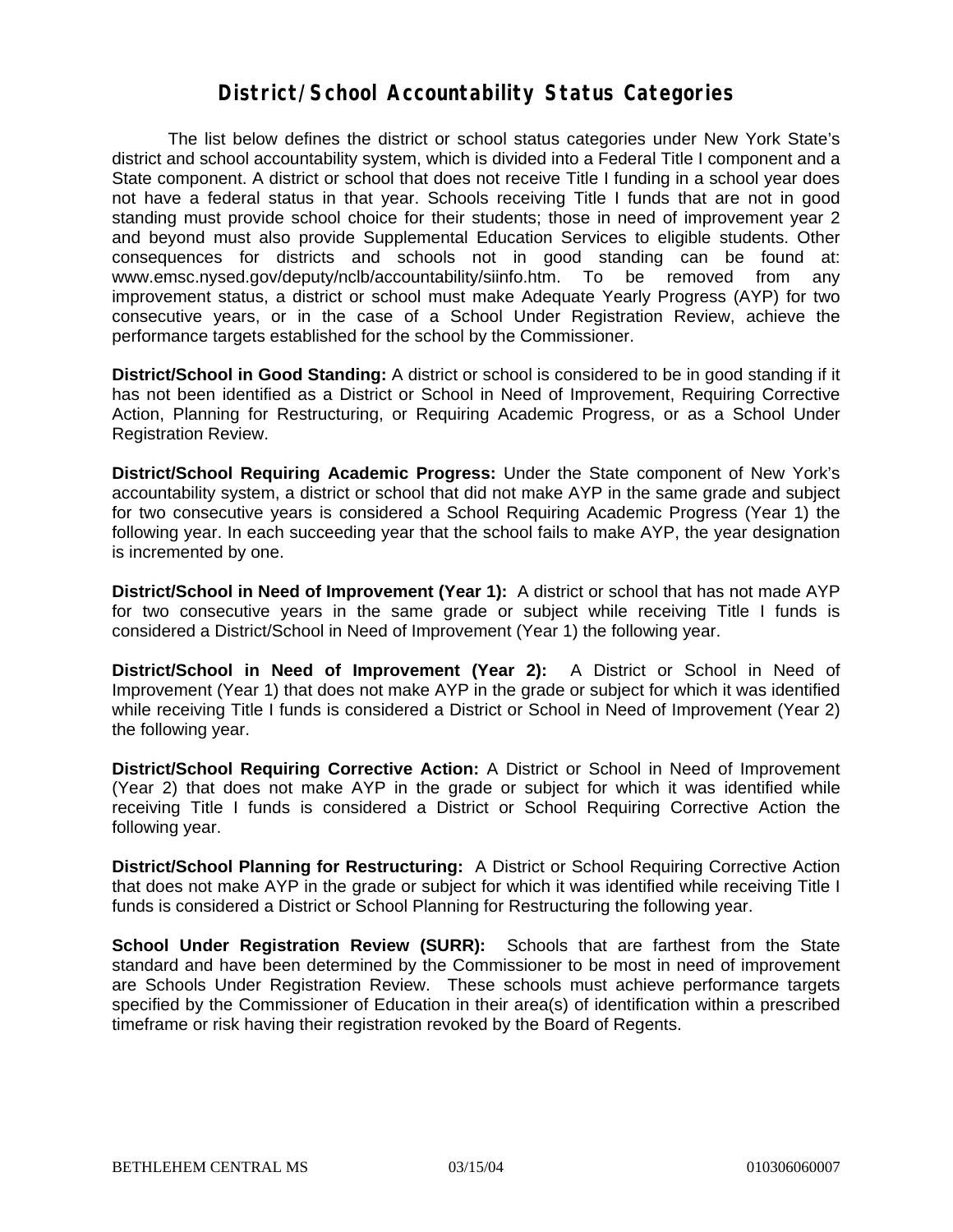# District/School Accountability Status Categories

The list below defines the district or school status categories under New York State's district and school accountability system, which is divided into a Federal Title I component and a State component. A district or school that does not receive Title I funding in a school year does not have a federal status in that year. Schools receiving Title I funds that are not in good standing must provide school choice for their students; those in need of improvement year 2 and beyond must also provide Supplemental Education Services to eligible students. Other consequences for districts and schools not in good standing can be found at: www.emsc.nysed.gov/deputy/nclb/accountability/siinfo.htm. To be removed from any improvement status, a district or school must make Adequate Yearly Progress (AYP) for two consecutive years, or in the case of a School Under Registration Review, achieve the performance targets established for the school by the Commissioner.

**District/School in Good Standing:** A district or school is considered to be in good standing if it has not been identified as a District or School in Need of Improvement, Requiring Corrective Action, Planning for Restructuring, or Requiring Academic Progress, or as a School Under Registration Review.

**District/School Requiring Academic Progress:** Under the State component of New York's accountability system, a district or school that did not make AYP in the same grade and subject for two consecutive years is considered a School Requiring Academic Progress (Year 1) the following year. In each succeeding year that the school fails to make AYP, the year designation is incremented by one.

**District/School in Need of Improvement (Year 1):** A district or school that has not made AYP for two consecutive years in the same grade or subject while receiving Title I funds is considered a District/School in Need of Improvement (Year 1) the following year.

**District/School in Need of Improvement (Year 2):** A District or School in Need of Improvement (Year 1) that does not make AYP in the grade or subject for which it was identified while receiving Title I funds is considered a District or School in Need of Improvement (Year 2) the following year.

**District/School Requiring Corrective Action:** A District or School in Need of Improvement (Year 2) that does not make AYP in the grade or subject for which it was identified while receiving Title I funds is considered a District or School Requiring Corrective Action the following year.

**District/School Planning for Restructuring:** A District or School Requiring Corrective Action that does not make AYP in the grade or subject for which it was identified while receiving Title I funds is considered a District or School Planning for Restructuring the following year.

**School Under Registration Review (SURR):** Schools that are farthest from the State standard and have been determined by the Commissioner to be most in need of improvement are Schools Under Registration Review. These schools must achieve performance targets specified by the Commissioner of Education in their area(s) of identification within a prescribed timeframe or risk having their registration revoked by the Board of Regents.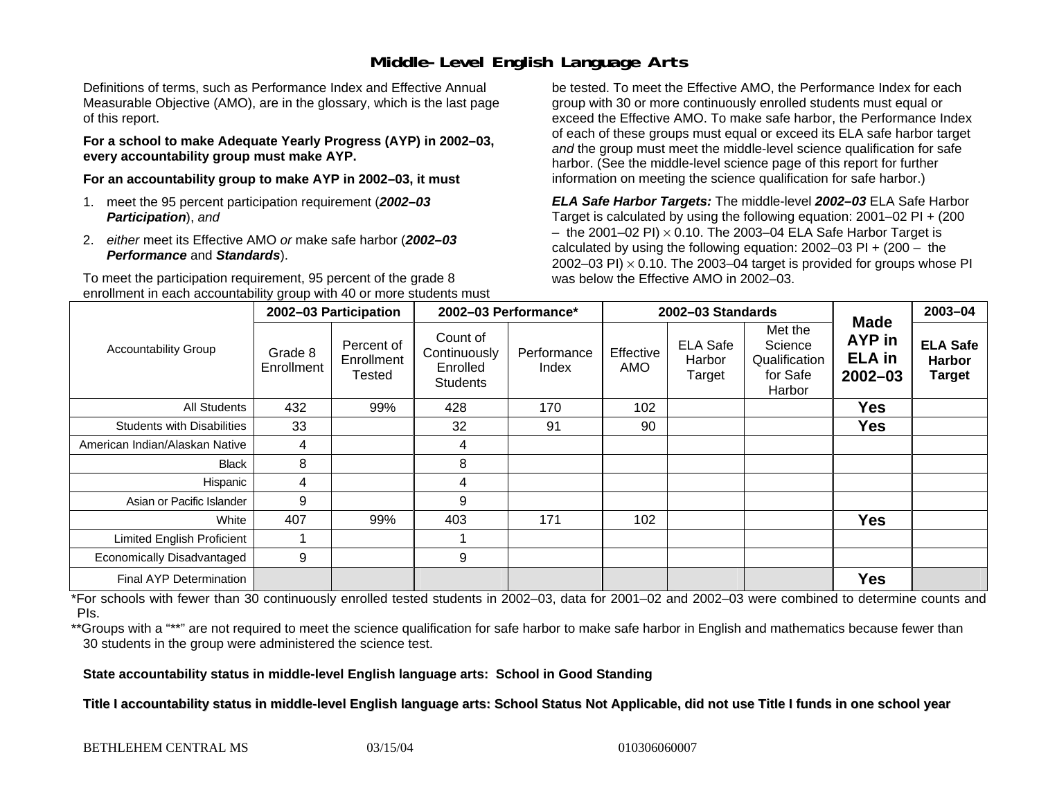# Middle-Level English Language Arts

Definitions of terms, such as Performance Index and Effective Annual Measurable Objective (AMO), are in the glossary, which is the last page of this report.

**For a school to make Adequate Yearly Progress (AYP) in 2002–03, every accountability group must make AYP.**

**For an accountability group to make AYP in 2002–03, it must**

1. meet the 95 percent participation requirement (***2002–03 Participation***), *and*
2. *either* meet its Effective AMO *or* make safe harbor (***2002–03 Performance*** and ***Standards***).

To meet the participation requirement, 95 percent of the grade 8 enrollment in each accountability group with 40 or more students must be tested. To meet the Effective AMO, the Performance Index for each group with 30 or more continuously enrolled students must equal or exceed the Effective AMO. To make safe harbor, the Performance Index of each of these groups must equal or exceed its ELA safe harbor target *and* the group must meet the middle-level science qualification for safe harbor. (See the middle-level science page of this report for further information on meeting the science qualification for safe harbor.)

***ELA Safe Harbor Targets:*** The middle-level ***2002–03*** ELA Safe Harbor Target is calculated by using the following equation: 2001–02 PI + (200 – the 2001–02 PI) $\times$ 0.10. The 2003–04 ELA Safe Harbor Target is calculated by using the following equation: 2002–03 PI + (200 – the 2002–03 PI) $\times$ 0.10. The 2003–04 target is provided for groups whose PI was below the Effective AMO in 2002–03.

| Accountability Group | 2002–03 Participation | | 2002–03 Performance* | | 2002–03 Standards | | | Made AYP in ELA in 2002–03 | 2003–04 |
|---|---|---|---|---|---|---|---|---|---|
| | Grade 8 Enrollment | Percent of Enrollment Tested | Count of Continuously Enrolled Students | Performance Index | Effective AMO | ELA Safe Harbor Target | Met the Science Qualification for Safe Harbor | | ELA Safe Harbor Target |
| All Students | 432 | 99% | 428 | 170 | 102 | | | Yes | |
| Students with Disabilities | 33 | | 32 | 91 | 90 | | | Yes | |
| American Indian/Alaskan Native | 4 | | 4 | | | | | | |
| Black | 8 | | 8 | | | | | | |
| Hispanic | 4 | | 4 | | | | | | |
| Asian or Pacific Islander | 9 | | 9 | | | | | | |
| White | 407 | 99% | 403 | 171 | 102 | | | Yes | |
| Limited English Proficient | 1 | | 1 | | | | | | |
| Economically Disadvantaged | 9 | | 9 | | | | | | |
| Final AYP Determination | | | | | | | | Yes | |

*For schools with fewer than 30 continuously enrolled tested students in 2002–03, data for 2001–02 and 2002–03 were combined to determine counts and PIs.

**Groups with a "**" are not required to meet the science qualification for safe harbor to make safe harbor in English and mathematics because fewer than 30 students in the group were administered the science test.

**State accountability status in middle-level English language arts: School in Good Standing**

**Title I accountability status in middle-level English language arts: School Status Not Applicable, did not use Title I funds in one school year**

BETHLEHEM CENTRAL MS 03/15/04 010306060007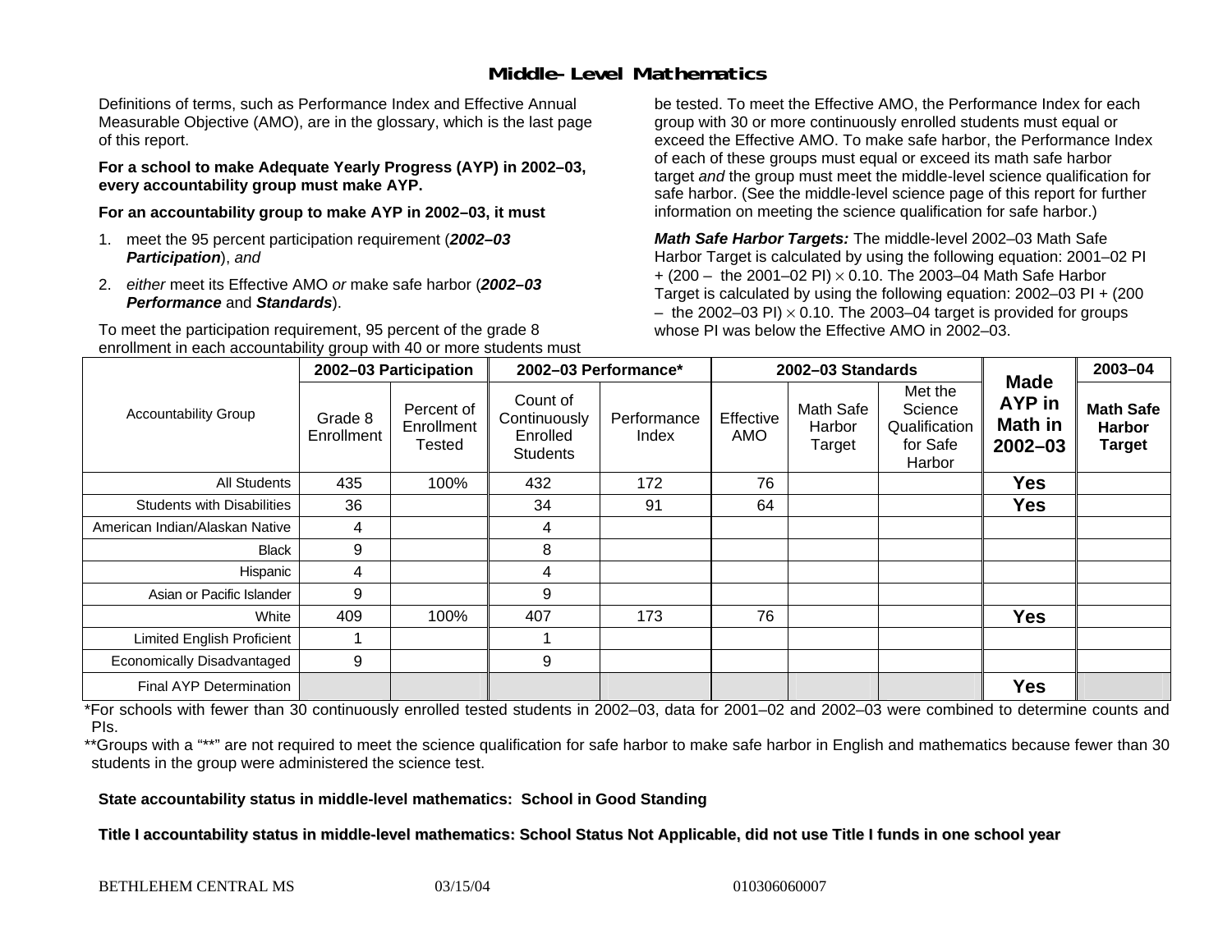# Middle-Level Mathematics

Definitions of terms, such as Performance Index and Effective Annual Measurable Objective (AMO), are in the glossary, which is the last page of this report.

**For a school to make Adequate Yearly Progress (AYP) in 2002–03, every accountability group must make AYP.**

**For an accountability group to make AYP in 2002–03, it must**

1. meet the 95 percent participation requirement (***2002–03 Participation***), *and*
2. *either* meet its Effective AMO *or* make safe harbor (***2002–03 Performance*** and ***Standards***).

To meet the participation requirement, 95 percent of the grade 8 enrollment in each accountability group with 40 or more students must be tested. To meet the Effective AMO, the Performance Index for each group with 30 or more continuously enrolled students must equal or exceed the Effective AMO. To make safe harbor, the Performance Index of each of these groups must equal or exceed its math safe harbor target *and* the group must meet the middle-level science qualification for safe harbor. (See the middle-level science page of this report for further information on meeting the science qualification for safe harbor.)

***Math Safe Harbor Targets:*** The middle-level 2002–03 Math Safe Harbor Target is calculated by using the following equation: 2001–02 PI + (200 – the 2001–02 PI) $\times$ 0.10. The 2003–04 Math Safe Harbor Target is calculated by using the following equation: 2002–03 PI + (200 – the 2002–03 PI) $\times$ 0.10. The 2003–04 target is provided for groups whose PI was below the Effective AMO in 2002–03.

| Accountability Group | 2002–03 Participation | | 2002–03 Performance* | | 2002–03 Standards | | | Made AYP in Math in 2002–03 | 2003–04 |
|---|---|---|---|---|---|---|---|---|---|
| | Grade 8 Enrollment | Percent of Enrollment Tested | Count of Continuously Enrolled Students | Performance Index | Effective AMO | Math Safe Harbor Target | Met the Science Qualification for Safe Harbor | | Math Safe Harbor Target |
| All Students | 435 | 100% | 432 | 172 | 76 | | | **Yes** | |
| Students with Disabilities | 36 | | 34 | 91 | 64 | | | **Yes** | |
| American Indian/Alaskan Native | 4 | | 4 | | | | | | |
| Black | 9 | | 8 | | | | | | |
| Hispanic | 4 | | 4 | | | | | | |
| Asian or Pacific Islander | 9 | | 9 | | | | | | |
| White | 409 | 100% | 407 | 173 | 76 | | | **Yes** | |
| Limited English Proficient | 1 | | 1 | | | | | | |
| Economically Disadvantaged | 9 | | 9 | | | | | | |
| Final AYP Determination | | | | | | | | **Yes** | |

*For schools with fewer than 30 continuously enrolled tested students in 2002–03, data for 2001–02 and 2002–03 were combined to determine counts and PIs.

**Groups with a "**" are not required to meet the science qualification for safe harbor to make safe harbor in English and mathematics because fewer than 30 students in the group were administered the science test.

**State accountability status in middle-level mathematics: School in Good Standing**

**Title I accountability status in middle-level mathematics: School Status Not Applicable, did not use Title I funds in one school year**

BETHLEHEM CENTRAL MS 03/15/04 010306060007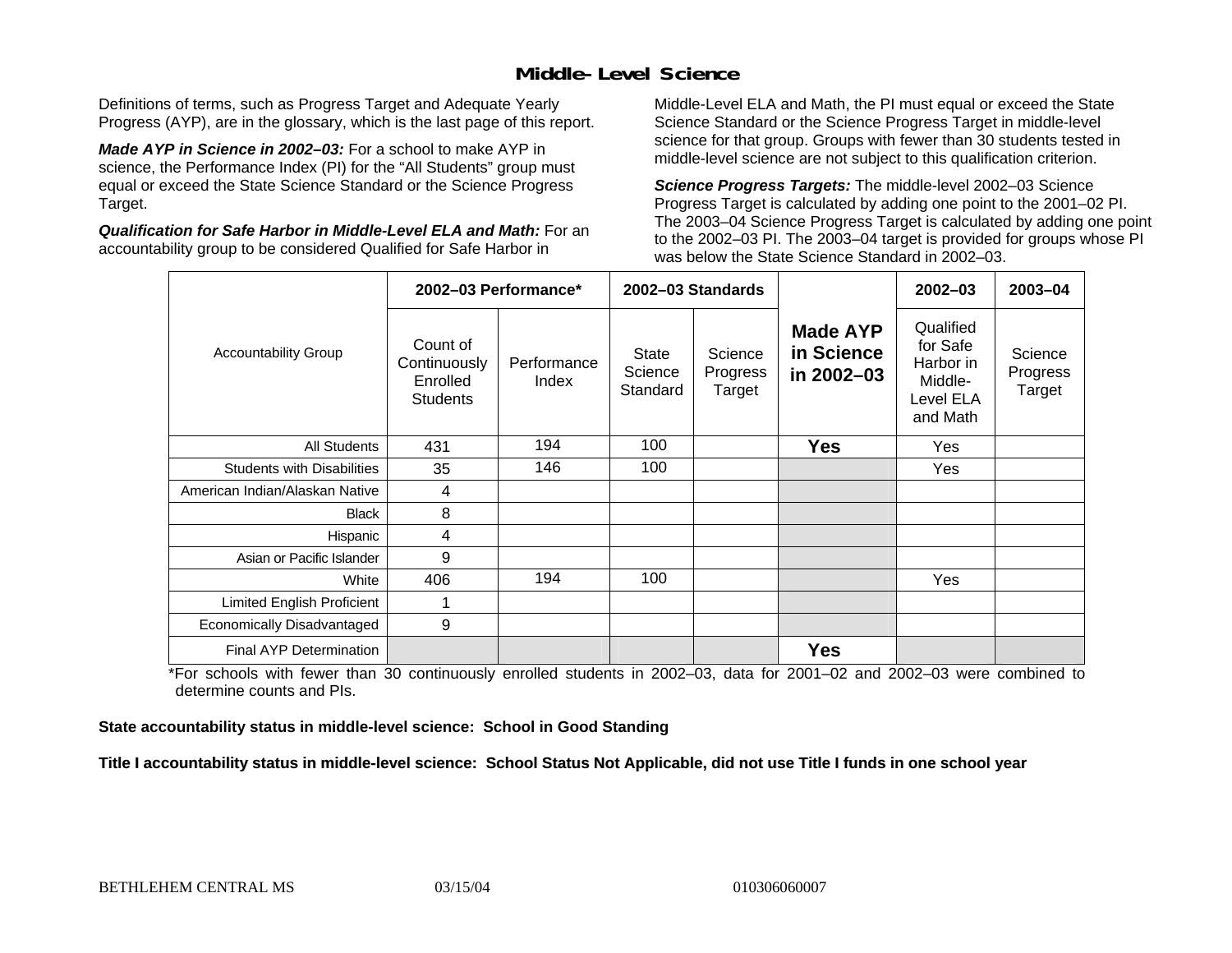## Middle-Level Science

Definitions of terms, such as Progress Target and Adequate Yearly Progress (AYP), are in the glossary, which is the last page of this report.

***Made AYP in Science in 2002–03:*** For a school to make AYP in science, the Performance Index (PI) for the "All Students" group must equal or exceed the State Science Standard or the Science Progress Target.

***Qualification for Safe Harbor in Middle-Level ELA and Math:*** For an accountability group to be considered Qualified for Safe Harbor in Middle-Level ELA and Math, the PI must equal or exceed the State Science Standard or the Science Progress Target in middle-level science for that group. Groups with fewer than 30 students tested in middle-level science are not subject to this qualification criterion.

***Science Progress Targets:*** The middle-level 2002–03 Science Progress Target is calculated by adding one point to the 2001–02 PI. The 2003–04 Science Progress Target is calculated by adding one point to the 2002–03 PI. The 2003–04 target is provided for groups whose PI was below the State Science Standard in 2002–03.

| Accountability Group | 2002–03 Performance* | | 2002–03 Standards | | Made AYP in Science in 2002–03 | 2002–03 | 2003–04 |
|---|---|---|---|---|---|---|---|
| | Count of Continuously Enrolled Students | Performance Index | State Science Standard | Science Progress Target | | Qualified for Safe Harbor in Middle-Level ELA and Math | Science Progress Target |
| All Students | 431 | 194 | 100 | | **Yes** | Yes | |
| Students with Disabilities | 35 | 146 | 100 | | | Yes | |
| American Indian/Alaskan Native | 4 | | | | | | |
| Black | 8 | | | | | | |
| Hispanic | 4 | | | | | | |
| Asian or Pacific Islander | 9 | | | | | | |
| White | 406 | 194 | 100 | | | Yes | |
| Limited English Proficient | 1 | | | | | | |
| Economically Disadvantaged | 9 | | | | | | |
| Final AYP Determination | | | | | **Yes** | | |

*For schools with fewer than 30 continuously enrolled students in 2002–03, data for 2001–02 and 2002–03 were combined to determine counts and PIs.

**State accountability status in middle-level science: School in Good Standing**

**Title I accountability status in middle-level science: School Status Not Applicable, did not use Title I funds in one school year**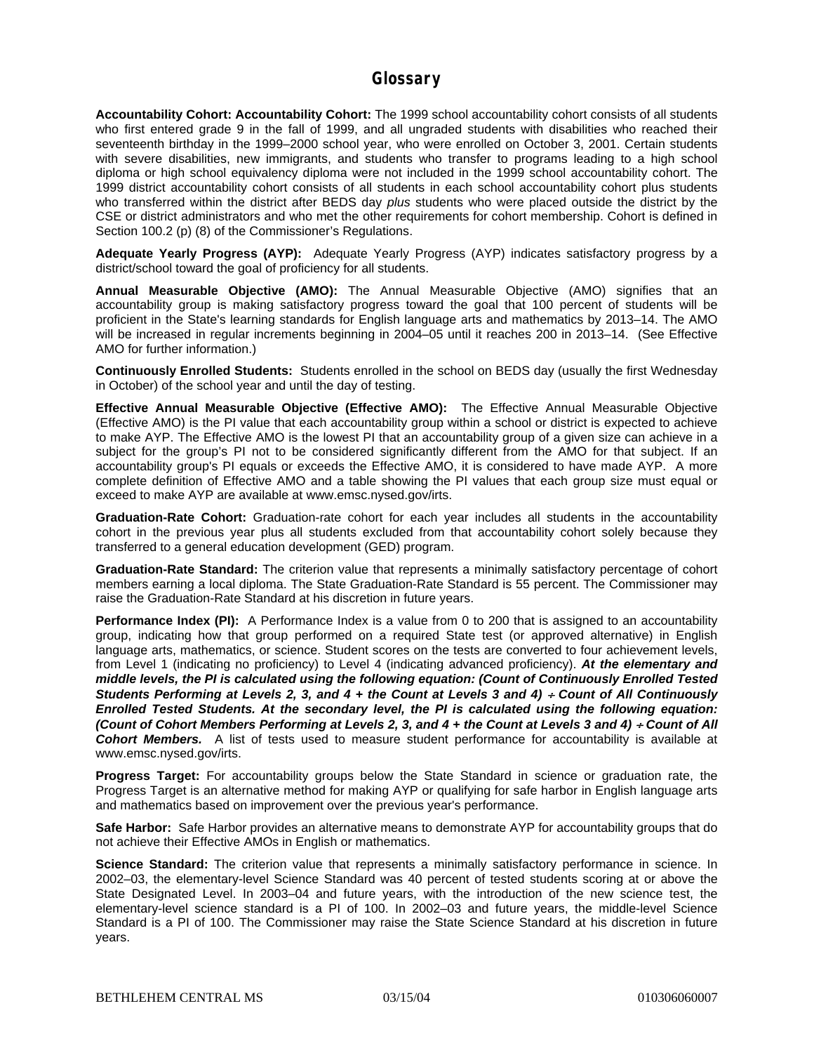# Glossary

**Accountability Cohort: Accountability Cohort:** The 1999 school accountability cohort consists of all students who first entered grade 9 in the fall of 1999, and all ungraded students with disabilities who reached their seventeenth birthday in the 1999–2000 school year, who were enrolled on October 3, 2001. Certain students with severe disabilities, new immigrants, and students who transfer to programs leading to a high school diploma or high school equivalency diploma were not included in the 1999 school accountability cohort. The 1999 district accountability cohort consists of all students in each school accountability cohort plus students who transferred within the district after BEDS day *plus* students who were placed outside the district by the CSE or district administrators and who met the other requirements for cohort membership. Cohort is defined in Section 100.2 (p) (8) of the Commissioner's Regulations.

**Adequate Yearly Progress (AYP):** Adequate Yearly Progress (AYP) indicates satisfactory progress by a district/school toward the goal of proficiency for all students.

**Annual Measurable Objective (AMO):** The Annual Measurable Objective (AMO) signifies that an accountability group is making satisfactory progress toward the goal that 100 percent of students will be proficient in the State's learning standards for English language arts and mathematics by 2013–14. The AMO will be increased in regular increments beginning in 2004–05 until it reaches 200 in 2013–14. (See Effective AMO for further information.)

**Continuously Enrolled Students:** Students enrolled in the school on BEDS day (usually the first Wednesday in October) of the school year and until the day of testing.

**Effective Annual Measurable Objective (Effective AMO):** The Effective Annual Measurable Objective (Effective AMO) is the PI value that each accountability group within a school or district is expected to achieve to make AYP. The Effective AMO is the lowest PI that an accountability group of a given size can achieve in a subject for the group's PI not to be considered significantly different from the AMO for that subject. If an accountability group's PI equals or exceeds the Effective AMO, it is considered to have made AYP. A more complete definition of Effective AMO and a table showing the PI values that each group size must equal or exceed to make AYP are available at www.emsc.nysed.gov/irts.

**Graduation-Rate Cohort:** Graduation-rate cohort for each year includes all students in the accountability cohort in the previous year plus all students excluded from that accountability cohort solely because they transferred to a general education development (GED) program.

**Graduation-Rate Standard:** The criterion value that represents a minimally satisfactory percentage of cohort members earning a local diploma. The State Graduation-Rate Standard is 55 percent. The Commissioner may raise the Graduation-Rate Standard at his discretion in future years.

**Performance Index (PI):** A Performance Index is a value from 0 to 200 that is assigned to an accountability group, indicating how that group performed on a required State test (or approved alternative) in English language arts, mathematics, or science. Student scores on the tests are converted to four achievement levels, from Level 1 (indicating no proficiency) to Level 4 (indicating advanced proficiency). ***At the elementary and middle levels, the PI is calculated using the following equation: (Count of Continuously Enrolled Tested Students Performing at Levels 2, 3, and 4 + the Count at Levels 3 and 4) ÷ Count of All Continuously Enrolled Tested Students. At the secondary level, the PI is calculated using the following equation: (Count of Cohort Members Performing at Levels 2, 3, and 4 + the Count at Levels 3 and 4) ÷ Count of All Cohort Members.*** A list of tests used to measure student performance for accountability is available at www.emsc.nysed.gov/irts.

**Progress Target:** For accountability groups below the State Standard in science or graduation rate, the Progress Target is an alternative method for making AYP or qualifying for safe harbor in English language arts and mathematics based on improvement over the previous year's performance.

**Safe Harbor:** Safe Harbor provides an alternative means to demonstrate AYP for accountability groups that do not achieve their Effective AMOs in English or mathematics.

**Science Standard:** The criterion value that represents a minimally satisfactory performance in science. In 2002–03, the elementary-level Science Standard was 40 percent of tested students scoring at or above the State Designated Level. In 2003–04 and future years, with the introduction of the new science test, the elementary-level science standard is a PI of 100. In 2002–03 and future years, the middle-level Science Standard is a PI of 100. The Commissioner may raise the State Science Standard at his discretion in future years.